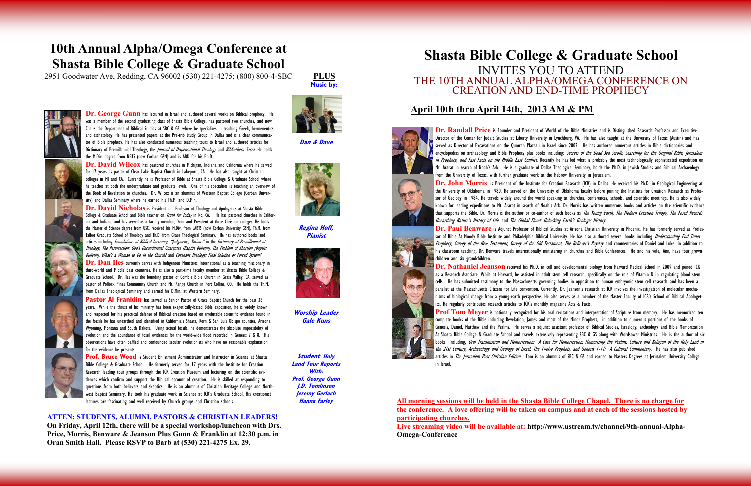# 10th Annual Alpha/Omega Conference at Shasta Bible College & Graduate School

2951 Goodwater Ave, Redding, CA 96002 (530) 221-4275; (800) 800-4-SBC

**Dr. George Gunn** has lectured in Israel and authored several works on Biblical prophecy. He was a member of the second graduating class of Shasta Bible College, has pastored two churches, and now Chairs the Department of Biblical Studies at SBC & GS, where he specializes in teaching Greek, hermeneutics and eschatology. He has presented papers at the Pre-trib Study Group in Dallas and is a clear communicator of Bible prophecy. He has also conducted numerous teaching tours to Israel and authored articles for Dictionary of Premillennial Theology, the *Journal of Dispensational Theology* and *Bibliotheca Sacra*. He holds the M.Div. degree from NBTS (now Corban GSM) and is ABD for his Ph.D.

**Dr. David Wilcox** has pastored churches in Michigan, Indiana and California where he served for 17 years as pastor of Clear Lake Baptist Church in Lakeport., CA. He has also taught at Christian colleges in MI and CA. Currently he is Professor of Bible at Shasta Bible College & Graduate School where he teaches at both the undergraduate and graduate levels. One of his specialties is teaching an overview of the Book of Revelation to churches. Dr. Wilcox is an alumnus of Western Baptist College (Corban University) and Dallas Seminary where he earned his Th.M. and D.Min.

**Dr. David Nicholas** is President and Professor of Theology and Apologetics at Shasta Bible College & Graduate School and Bible teacher on *Truth for Today* in No. CA. He has pastored churches in California and Indiana, and has served as a faculty member, Dean and President at three Christian colleges. He holds the Master of Science degree from USC, received his M.Div. from LABTS (now Corban University GSM), Th.M. from Talbot Graduate School of Theology and Th.D. from Grace Theological Seminary. He has authored books and articles including *Foundations of Biblical Inerrancy, "Judgments, Various"* in the *Dictionary of Premillennial of Theology, The Resurrection: God's Unconditional Guarantee (Baptist Bulletin), The Problem of Abortion (Baptist Bulletin), What's a Woman to Do In the Church?* and *Covenant Theology: Final Solution or Forced System?*

**Dr. Dan Iles** currently serves with Indigenous Ministries International as a teaching missionary in third-world and Middle East countries. He is also a part-time faculty member at Shasta Bible College & Graduate School. Dr. Iles was the founding pastor of Combie Bible Church in Grass Valley, CA, served as pastor of Pollock Pines Community Church and Mt. Range Church in Fort Collins, CO. He holds the Th.M. from Dallas Theological Seminary and earned his D.Min. at Western Seminary.

**Pastor Al Franklin** has served as Senior Pastor of Grace Baptist Church for the past 38 years. While the thrust of his ministry has been exegetically-based Bible exposition, he is widely known and respected for his practical defense of Biblical creation based on irrefutable scientific evidence found in the fossils he has unearthed and identified in California's Shasta, Kern & San Luis Obispo counties, Arizona Wyoming, Montana and South Dakota. Using actual fossils, he demonstrates the absolute impossibility of evolution and the abundance of fossil evidences for the world-wide flood recorded in Genesis 7 & 8. His observations have often baffled and confounded secular evolutionists who have no reasonable explanation for the evidence he presents.

**Prof. Bruce Wood** is Student Enlistment Administrator and Instructor in Science at Shasta Bible College & Graduate School. He formerly served for 17 years with the Institute for Creation Research leading tour groups through the ICR Creation Museum and lecturing on the scientific evidences which confirm and support the Biblical account of creation. He is skilled at responding to questions from both believers and skeptics. He is an alumnus of Christian Heritage College and Northwest Baptist Seminary. He took his graduate work in Science at ICR's Graduate School. His creationist lectures are fascinating and well received by Church groups and Christian schools.

**PLUS**
**Music by:**

*Dan & Dave*

*Regina Hoff, Pianist*

*Worship Leader Gale Kuns*

*Student Holy Land Tour Reports With:*
*Prof. George Gunn*
*J.D. Tomlinson*
*Jeremy Gerlach*
*Hanna Farley*

**ATTEN: STUDENTS, ALUMNI, PASTORS & CHRISTIAN LEADERS!**

**On Friday, April 12th, there will be a special workshop/luncheon with Drs. Price, Morris, Benware & Jeanson Plus Gunn & Franklin at 12:30 p.m. in Oran Smith Hall. Please RSVP to Barb at (530) 221-4275 Ex. 29.**

# Shasta Bible College & Graduate School

INVITES YOU TO ATTEND
THE 10TH ANNUAL ALPHA/OMEGA CONFERENCE ON CREATION AND END-TIME PROPHECY

## April 10th thru April 14th, 2013 AM & PM

**Dr. Randall Price** is Founder and President of World of the Bible Ministries and is Distinguished Research Professor and Executive Director of the Center for Judaic Studies at Liberty University in Lynchburg, VA. He has also taught at the University of Texas (Austin) and has served as Director of Excavations on the Qumran Plateau in Israel since 2002. He has authored numerous articles in Bible dictionaries and encyclopedias on archaeology and Bible Prophecy plus books including: *Secrets of the Dead Sea Scrolls, Searching for the Original Bible, Jerusalem in Prophecy, and Fast Facts on the Middle East Conflict.* Recently he has led what is probably the most technologically sophisticated expedition on Mt. Ararat in search of Noah's Ark. He is a graduate of Dallas Theological Seminary, holds the Ph.D. in Jewish Studies and Biblical Archaeology from the University of Texas, with further graduate work at the Hebrew University in Jerusalem.

**Dr. John Morris** is President of the Institute for Creation Research (ICR) in Dallas. He received his Ph.D. in Geological Engineering at the University of Oklahoma in 1980. He served on the University of Oklahoma faculty before joining the Institute for Creation Research as Professor of Geology in 1984. He travels widely around the world speaking at churches, conferences, schools, and scientific meetings. He is also widely known for leading expeditions to Mt. Ararat in search of Noah's Ark. Dr. Morris has written numerous books and articles on the scientific evidence that supports the Bible. Dr. Morris is the author or co-author of such books as *The Young Earth, The Modern Creation Trilogy, The Fossil Record: Unearthing Nature's History of Life*, and *The Global Flood: Unlocking Earth's Geologic History.*

**Dr. Paul Benware** is Adjunct Professor of Biblical Studies at Arizona Christian University in Phoenix. He has formerly served as Professor of Bible At Moody Bible Institute and Philadelphia Biblical University. He has also authored several books including *Understanding End Times Prophecy, Survey of the New Testament, Survey of the Old Testament, The Believer's Payday* and commentaries of Daniel and Luke. In addition to his classroom teaching, Dr. Benware travels internationally ministering in churches and Bible Conferences. He and his wife, Ann, have four grown children and six grandchildren.

**Dr. Nathaniel Jeanson** received his Ph.D. in cell and developmental biology from Harvard Medical School in 2009 and joined ICR as a Research Associate. While at Harvard, he assisted in adult stem cell research, specifically on the role of Vitamin D in regulating blood stem cells. He has submitted testimony to the Massachusetts governing bodies in opposition to human embryonic stem cell research and has been a panelist at the Massachusetts Citizens for Life convention. Currently, Dr. Jeanson's research at ICR involves the investigation of molecular mechanisms of biological change from a young-earth perspective. He also serves as a member of the Master Faculty of ICR's School of Biblical Apologetics. He regularly contributes research articles to ICR's monthly magazine Acts & Facts.

**Prof Tom Meyer** is nationally recognized for his oral recitations and interpretation of Scripture from memory. He has memorized ten complete books of the Bible including Revelation, James and most of the Minor Prophets, in addition to numerous portions of the books of Genesis, Daniel, Matthew and the Psalms. He serves a adjunct assistant professor of Biblical Studies, Israelogy, archeology and Bible Memorization At Shasta Bible College & Graduate School and travels extensively representing SBC & GS along with Wordsower Ministries. He is the author of six books including, *Oral Transmission and Memorization: A Case for Memorization, Memorizing the Psalms, Culture and Religion of the Holy Land in the 21st Century, Archaeology and Geology of Israel, The Twelve Prophets, and Genesis 1-11: A Cultural Commentary.* He has also published articles in *The Jerusalem Post Christian Edition.* Tom is an alumnus of SBC & GS and earned to Masters Degrees at Jerusalem University College in Israel.

**All morning sessions will be held in the Shasta Bible College Chapel. There is no charge for the conference. A love offering will be taken on campus and at each of the sessions hosted by participating churches.**

**Live streaming video will be available at: http://www.ustream.tv/channel/9th-annual-Alpha-Omega-Conference**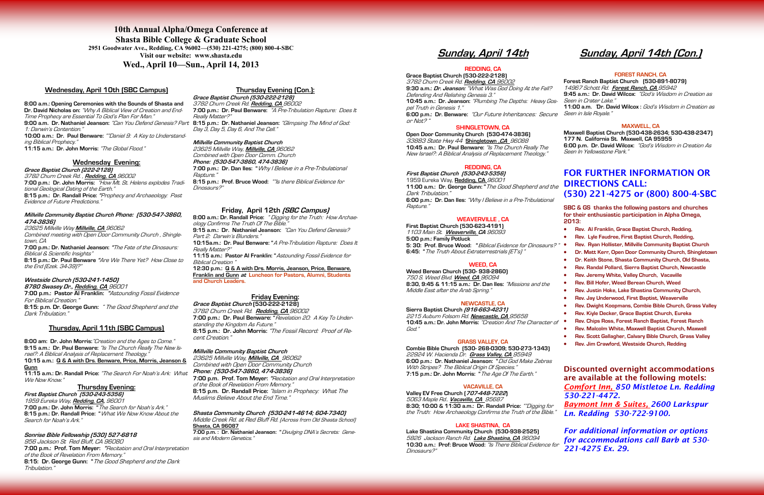# 10th Annual Alpha/Omega Conference at Shasta Bible College & Graduate School

**2951 Goodwater Ave., Redding, CA 96002—(530) 221-4275; (800) 800-4-SBC**

**Visit our website: www.shasta.edu**

## Wed., April 10—Sun., April 14, 2013

### Wednesday, April 10th (SBC Campus)

**8:00 a.m.: Opening Ceremonies with the Sounds of Shasta and Dr. David Nicholas on:** *"Why A Biblical View of Creation and End-Time Prophecy are Essential To God's Plan For Man."*

**9:00 a.m. Dr. Nathaniel Jeanson:** *"Can You Defend Genesis? Part 1: Darwin's Contention."*

**10:00 a.m.: Dr. Paul Benware:** *""Daniel 9: A Key to Understanding Biblical Prophecy."*

**11:15 a.m.: Dr. John Morris:** *"The Global Flood."*

### Wednesday Evening:

***Grace Baptist Church (222-2128)***

*3782 Churn Creek Rd. , **Redding, CA** 96002*

**7:00 p.m.: Dr. John Morris:** *"How Mt. St. Helens explodes Traditional Geological Dating of the Earth."*

**8:15 p.m.: Dr. Randall Price:** *"Prophecy and Archaeology: Past Evidence of Future Predictions."*

***Millville Community Baptist Church Phone: (530-547-3860, 474-3836)***

*23625 Millville Way **Millville, CA** 96062*

*Combined meeting with Open Door Community Church , Shingletown, CA*

**7:00 p.m.: Dr. Nathaniel Jeanson:** *"The Fate of the Dinosaurs: Biblical & Scientific Insights"*

**8:15 p.m.: Dr. Paul Benware** *"Are We There Yet? How Close to the End (Ezek. 34-39)?"*

***Westside Church (530-241-1450)***

***8760 Swasey Dr., Redding, CA** 96001*

**7:00 p.m.: Pastor Al Franklin:** *"Astounding Fossil Evidence For Biblical Creation."*

**8:15: p.m. Dr. George Gunn:** *" The Good Shepherd and the Dark Tribulation."*

### Thursday, April 11th (SBC Campus)

**8:00 am: Dr. John Morris:***"Creation and the Ages to Come."*

**9:15 a.m.: Dr. Paul Benware:** *"Is The Church Really The New Israel?: A Biblical Analysis of Replacement Theology."*

**10:15 a.m.: Q & A with Drs. Benware, Price, Morris, Jeanson & Gunn**

**11:15 a.m.: Dr. Randall Price:** *"The Search For Noah's Ark: What We Now Know."*

### Thursday Evening:

***First Baptist Church (530-243-5356)***

*1959 Eureka Way, **Redding, CA**, 96001*

**7:00 p.m.: Dr. John Morris:** *"The Search for Noah's Ark."*

**8:15 p.m.: Dr. Randall Price:** *"What We Now Know About the Search for Noah's Ark."*

***Sonrise Bible Fellowship (530) 527-6818***

*956 Jackson St Red Bluff, CA 96080*

**7:00 p.m.: Prof. Tom Meyer:** *"Recitation and Oral Interpretation of the Book of Revelation From Memory."*

**8:15: Dr. George Gunn:** *"The Good Shepherd and the Dark Tribulation."*

### Thursday Evening (Con.):

***Grace Baptist Church (530-222-2128)***

*3782 Churn Creek Rd. **Redding, CA** 96002*

**7:00 p.m.: Dr. Paul Benware:** *"A Pre-Tribulation Rapture: Does It Really Matter?"*

**8:15 p.m.: Dr. Nathaniel Jeanson:** *"Glimpsing The Mind of God: Day 3, Day 5, Day 6, And The Cell."*

***Millville Community Baptist Church***

*23625 Millville Way, **Millville, CA** 96062*

*Combined with Open Door Comm. Church*

***Phone: (530-547-3860, 474-3836)***

**7:00 p.m.: Dr. Dan Iles:** *"Why I Believe in a Pre-Tribulational Rapture."*

**8:15 p.m.: Prof. Bruce Wood:** *""Is there Biblical Evidence for Dinosaurs?"*

### Friday, April 12th *(SBC Campus)*

**8:00 a.m.: Dr. Randall Price:** *" Digging for the Truth: How Archaeology Confirms The Truth Of The Bible."*

**9:15 a.m.: Dr. Nathaniel Jeanson:** *"Can You Defend Genesis? Part 2: Darwin's Blunders."*

**10:15a.m.: Dr. Paul Benware:** *"A Pre-Tribulation Rapture: Does It Really Matter?"*

**11:15 a.m.: Pastor Al Franklin:** *"Astounding Fossil Evidence for Biblical Creation "*

**12:30 p.m.: Q & A with Drs. Morris, Jeanson, Price, Benware, Franklin and Gunn *at* Luncheon for Pastors, Alumni, Students and Church Leaders.**

### Friday Evening:

***Grace Baptist Church* (530-222-2128)**

*3782 Churn Creek Rd. **Redding, CA** 96002*

**7:00 p.m.: Dr. Paul Benware:** *"Revelation 20: A Key To Understanding the Kingdom As Future."*

**8:15 p.m.: Dr. John Morris:** *"The Fossil Record: Proof of Recent Creation."*

***Millville Community Baptist Church***

*23625 Millville Way, **Millville, CA** 96062*

*Combined with Open Door Community Church*

***Phone: (530-547-3860, 474-3836)***

**7:00 p.m.: Prof. Tom Meyer:** *"Recitation and Oral Interpretation of the Book of Revelation From Memory."*

**8:15 p.m. Dr. Randall Price:** *"Islam in Prophecy: What The Muslims Believe About the End Time."*

***Shasta Community Church (530-241-4614; 604-7340)***

*Middle Creek Rd. at Red Bluff Rd. (Across from Old Shasta School)*

**Shasta, CA 96087**

**7:00 p.m. : Dr. Nathaniel Jeanson:** *"Divulging DNA's Secrets: Genesis and Modern Genetics."*

## Sunday, April 14th

### REDDING, CA

**Grace Baptist Church (530-222-2128)**

*3782 Churn Creek Rd. **Redding, CA** 96002*

**9:30 a.m.: *Dr. Jeanson:*** *"What Was God Doing At the Fall? Defending And Relishing Genesis 3."*

**10:45 a.m.: Dr. Jeanson:** *"Plumbing The Depths: Heavy Gospel Truth in Genesis 1."*

**6:00 p.m.: Dr. Benware:** *"Our Future Inheritances: Secure or Not? "*

### SHINGLETOWN, CA

**Open Door Community Church (530-474-3836)**

*33883 State Hwy 44* **Shingletown ,CA** *96088*

**10:45 a.m.: Dr. Paul Benware:** *"Is The Church Really The New Israel?: A Biblical Analysis of Replacement Theology."*

### REDDING, CA

***First Baptist Church (530-243-5356)***

1959 Eureka Way, **Redding, CA** *96001*

**11:00 a.m.: Dr. George Gunn:** *"The Good Shepherd and the Dark Tribulation."*

**6:00 p.m.: Dr. Dan Iles:** *"Why I Believe in a Pre-Tribulational Rapture."*

### WEAVERVILLE , CA

**First Baptist Church (530-623-4191)**

*1103 Main St. **Weaverville, CA** 96093*

**5:00 p.m.: Family Potluck**

**5: 30: Prof. Bruce Wood:** *"Biblical Evidence for Dinosaurs? "*

**6:45: "***The Truth About Extraterrestrials (ET's) "*

### WEED, CA

**Weed Berean Church (530- 938-2860)**

*750 S. Weed Blvd. **Weed, CA** 96094*

**8:30, 9:45 & 11:15 a.m.: Dr. Dan Iles:** *"Missions and the Middle East after the Arab Spring."*

### NEWCASTLE, CA

**Sierra Baptist Church *(916-663-4231)***

*2215 Auburn Folsom Rd. **Newcastle, CA** 95658*

**10:45 a.m.: Dr. John Morris:** *"Creation And The Character of God."*

### GRASS VALLEY, CA

**Combie Bible Church (530- 268-0309; 530-273-1343)**

*22924 W. Hacienda Dr. **Grass Valley, CA** 95949*

**6:00 p.m.: Dr. Nathaniel Jeanson:** *"Did God Make Zebras With Stripes? The Biblical Origin Of Species."*

**7:15 p.m.: Dr. John Morris:** *"The Age Of The Earth."*

### VACAVILLE, CA

**Valley EV Free Church (*707-448-7222*)**

*5063 Maple Rd. **Vacaville, CA** 95687*

**8:30; 10:00 & 11:30 a.m.: Dr. Randall Price:** *""Digging for the Truth: How Archaeology Confirms the Truth of the Bible."*

### LAKE SHASTINA, CA

**Lake Shastina Community Church (530-938-2525)**

*5826 Jackson Ranch Rd. **Lake Shastina, CA** 96094*

**10:30 a.m.: Prof: Bruce Wood:** *"Is There Biblical Evidence for Dinosaurs?"*

## Sunday, April 14th (Con.)

### FOREST RANCH, CA

**Forest Ranch Baptist Church (530-891-8079)**

*14967 Schott Rd. **Forest Ranch, CA** 95942*

**9:45 a.m.: Dr. David Wilcox:** *"God's Wisdom in Creation as Seen in Crater Lake."*

**11:00 a.m. Dr. David Wilcox :** *God's Wisdom in Creation as Seen in Isle Royale."*

### MAXWELL, CA

**Maxwell Baptist Church (530-438-2634; 530-438-2347)**

**177 N. California St. Maxwell, CA 95955**

**6:00 p.m. Dr. David Wilcox:** *"God's Wisdom in Creation As Seen In Yellowstone Park."*

## FOR FURTHER INFORMATION OR DIRECTIONS CALL: (530) 221-4275 or (800) 800-4-SBC

**SBC & GS thanks the following pastors and churches for their enthusiastic participation in Alpha Omega, 2013:**

- **Rev. Al Franklin, Grace Baptist Church, Redding,**
- **Rev. Lyle Faudree, First Baptist Church, Redding,**
- **Rev. Ryan Hollister, Millville Community Baptist Church**
- **Dr. Matt Kerr, Open Door Community Church, Shingletown**
- **Dr. Keith Stone, Shasta Community Church, Old Shasta,**
- **Rev. Randal Pollard, Sierra Baptist Church, Newcastle**
- **Rev. Jeremy White, Valley Church, Vacaville**
- **Rev. Bill Hofer, Weed Berean Church, Weed**
- **Rev. Justin Hoke, Lake Shastina Community Church,**
- **Rev. Jay Underwood, First Baptist, Weaverville**
- **Rev. Dwight Koopmans, Combie Bible Church, Grass Valley**
- **Rev. Kiyle Decker, Grace Baptist Church, Eureka**
- **Rev. Chips Ross, Forest Ranch Baptist, Forest Ranch**
- **Rev. Malcolm White, Maxwell Baptist Church, Maxwell**
- **Rev. Scott Gallagher, Calvary Bible Church, Grass Valley**
- **Rev. Jim Crawford, Westside Church, Redding**

**Discounted overnight accommodations are available at the following motels:**

***Comfort Inn, 850 Mistletoe Ln. Redding 530-221-4472.***

***Baymont Inn & Suites, 2600 Larkspur Ln. Redding 530-722-9100.***

***For additional information or options for accommodations call Barb at 530-221-4275 Ex. 29.***